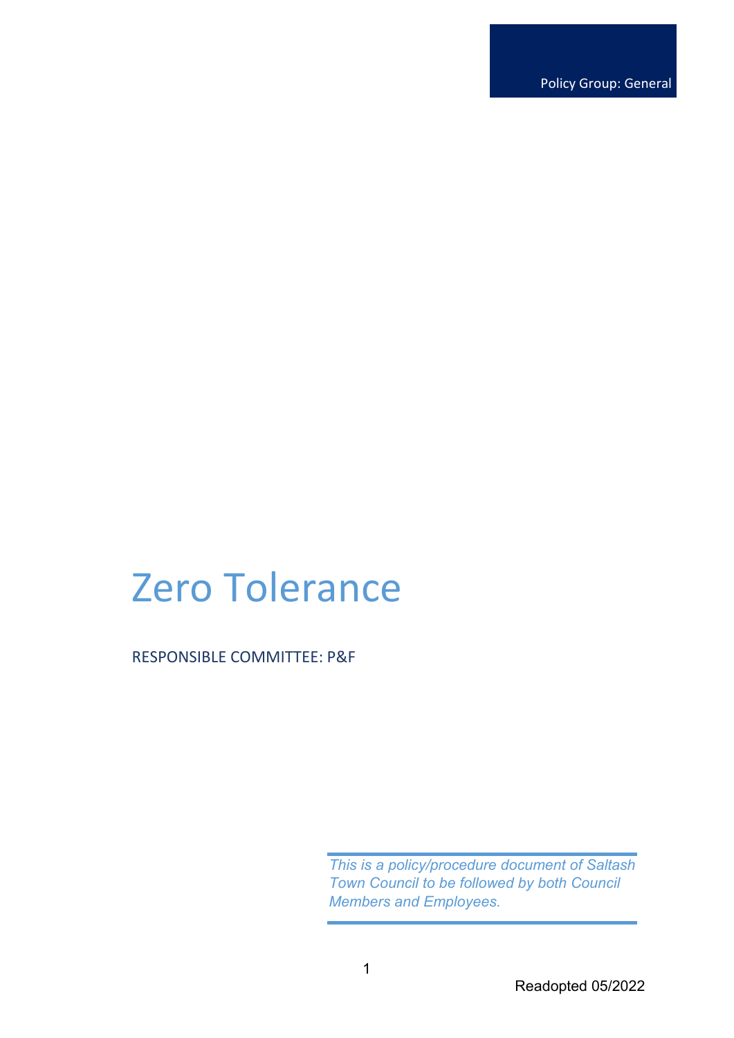Policy Group: General

# Zero Tolerance

RESPONSIBLE COMMITTEE: P&F

*This is a policy/procedure document of Saltash Town Council to be followed by both Council Members and Employees.*

Readopted 05/2022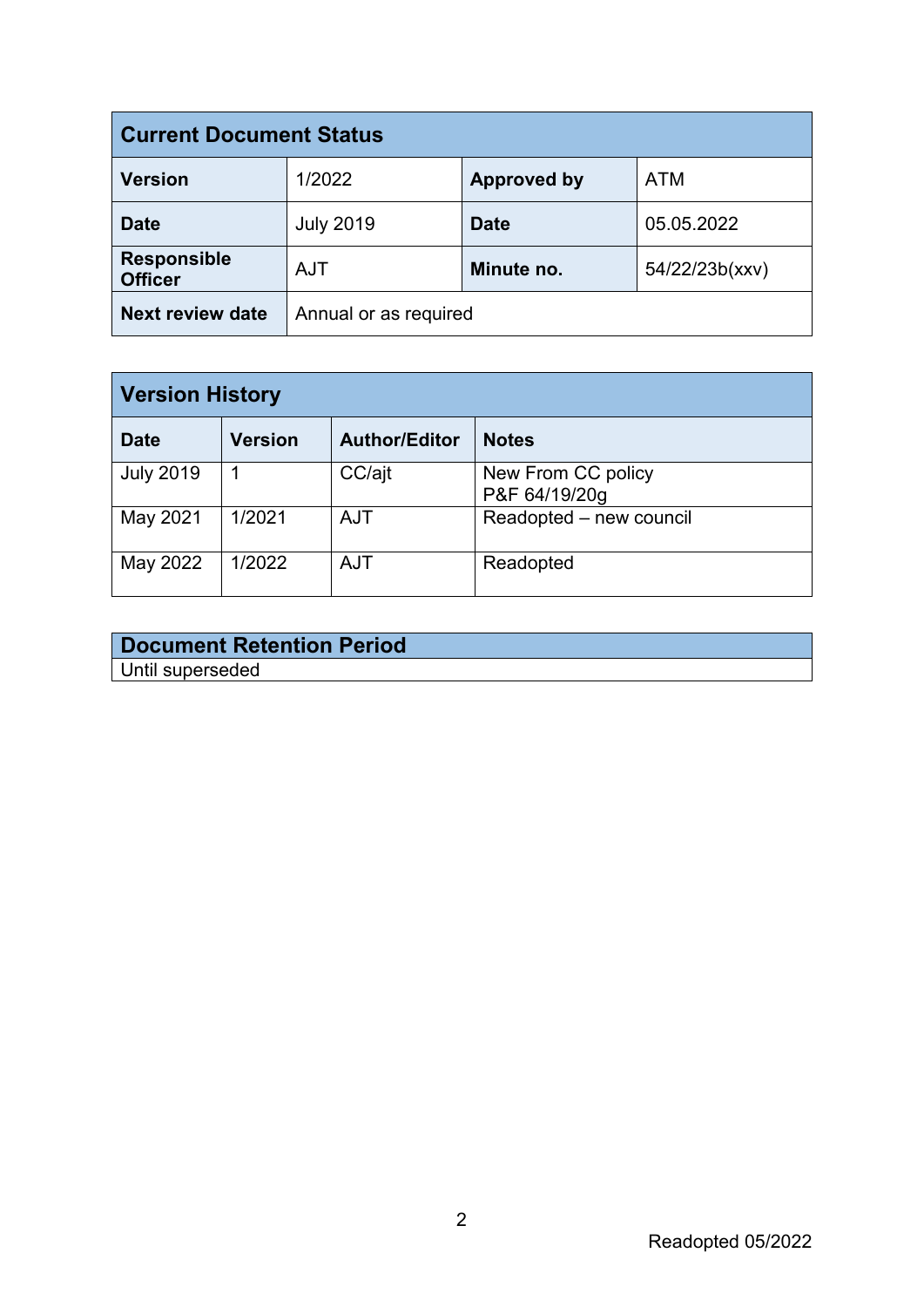| Current Document Status | | | |
|---|---|---|---|
| **Version** | 1/2022 | **Approved by** | ATM |
| **Date** | July 2019 | **Date** | 05.05.2022 |
| **Responsible Officer** | AJT | **Minute no.** | 54/22/23b(xxv) |
| **Next review date** | Annual or as required | | |

| Version History | | | |
|---|---|---|---|
| **Date** | **Version** | **Author/Editor** | **Notes** |
| July 2019 | 1 | CC/ajt | New From CC policy P&F 64/19/20g |
| May 2021 | 1/2021 | AJT | Readopted – new council |
| May 2022 | 1/2022 | AJT | Readopted |

| Document Retention Period |
|---|
| Until superseded |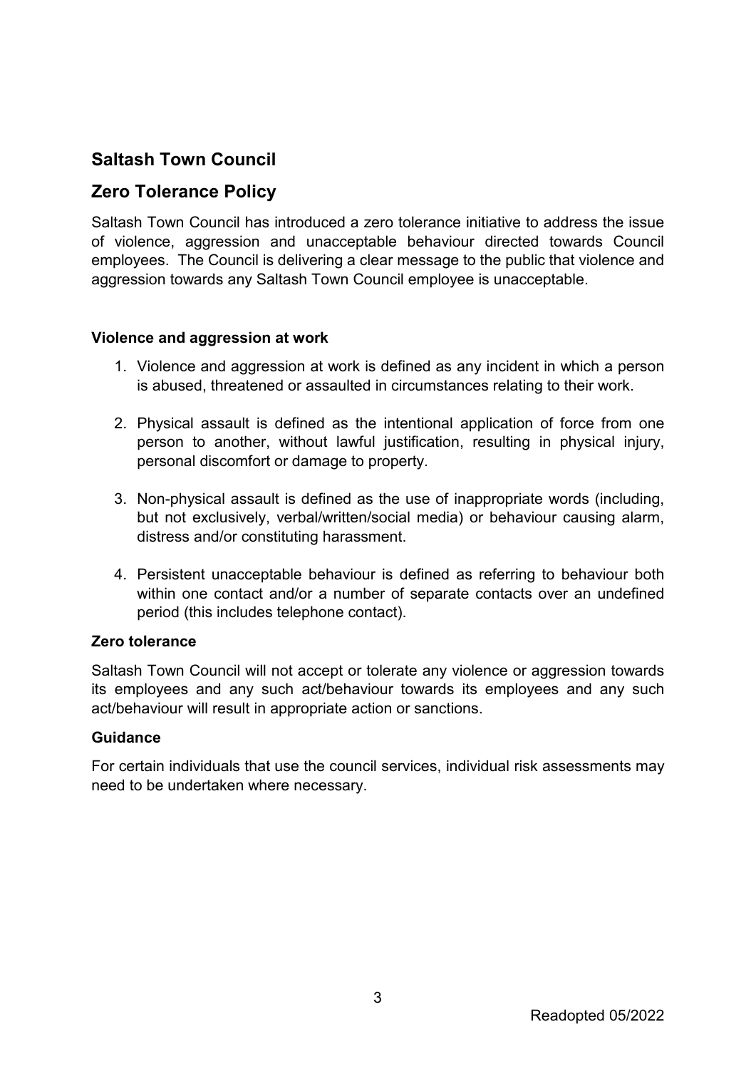## Saltash Town Council

## Zero Tolerance Policy

Saltash Town Council has introduced a zero tolerance initiative to address the issue of violence, aggression and unacceptable behaviour directed towards Council employees. The Council is delivering a clear message to the public that violence and aggression towards any Saltash Town Council employee is unacceptable.

**Violence and aggression at work**

1. Violence and aggression at work is defined as any incident in which a person is abused, threatened or assaulted in circumstances relating to their work.

2. Physical assault is defined as the intentional application of force from one person to another, without lawful justification, resulting in physical injury, personal discomfort or damage to property.

3. Non-physical assault is defined as the use of inappropriate words (including, but not exclusively, verbal/written/social media) or behaviour causing alarm, distress and/or constituting harassment.

4. Persistent unacceptable behaviour is defined as referring to behaviour both within one contact and/or a number of separate contacts over an undefined period (this includes telephone contact).

**Zero tolerance**

Saltash Town Council will not accept or tolerate any violence or aggression towards its employees and any such act/behaviour towards its employees and any such act/behaviour will result in appropriate action or sanctions.

**Guidance**

For certain individuals that use the council services, individual risk assessments may need to be undertaken where necessary.

Readopted 05/2022